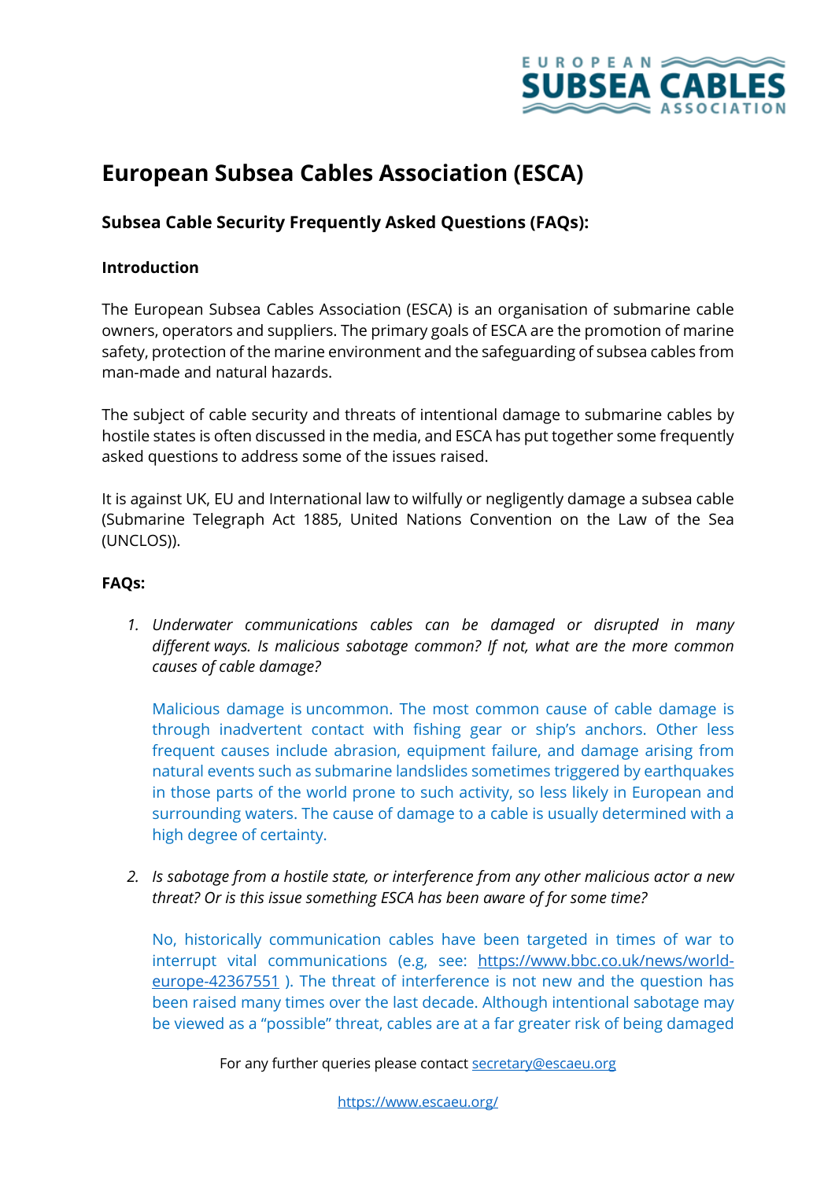# European Subsea Cables Association (ESCA)

## Subsea Cable Security Frequently Asked Questions (FAQs):

### Introduction

The European Subsea Cables Association (ESCA) is an organisation of submarine cable owners, operators and suppliers. The primary goals of ESCA are the promotion of marine safety, protection of the marine environment and the safeguarding of subsea cables from man-made and natural hazards.

The subject of cable security and threats of intentional damage to submarine cables by hostile states is often discussed in the media, and ESCA has put together some frequently asked questions to address some of the issues raised.

It is against UK, EU and International law to wilfully or negligently damage a subsea cable (Submarine Telegraph Act 1885, United Nations Convention on the Law of the Sea (UNCLOS)).

### FAQs:

1. *Underwater communications cables can be damaged or disrupted in many different ways. Is malicious sabotage common? If not, what are the more common causes of cable damage?*

   Malicious damage is uncommon. The most common cause of cable damage is through inadvertent contact with fishing gear or ship's anchors. Other less frequent causes include abrasion, equipment failure, and damage arising from natural events such as submarine landslides sometimes triggered by earthquakes in those parts of the world prone to such activity, so less likely in European and surrounding waters. The cause of damage to a cable is usually determined with a high degree of certainty.

2. *Is sabotage from a hostile state, or interference from any other malicious actor a new threat? Or is this issue something ESCA has been aware of for some time?*

   No, historically communication cables have been targeted in times of war to interrupt vital communications (e.g, see: https://www.bbc.co.uk/news/world-europe-42367551 ). The threat of interference is not new and the question has been raised many times over the last decade. Although intentional sabotage may be viewed as a "possible" threat, cables are at a far greater risk of being damaged

For any further queries please contact secretary@escaeu.org

https://www.escaeu.org/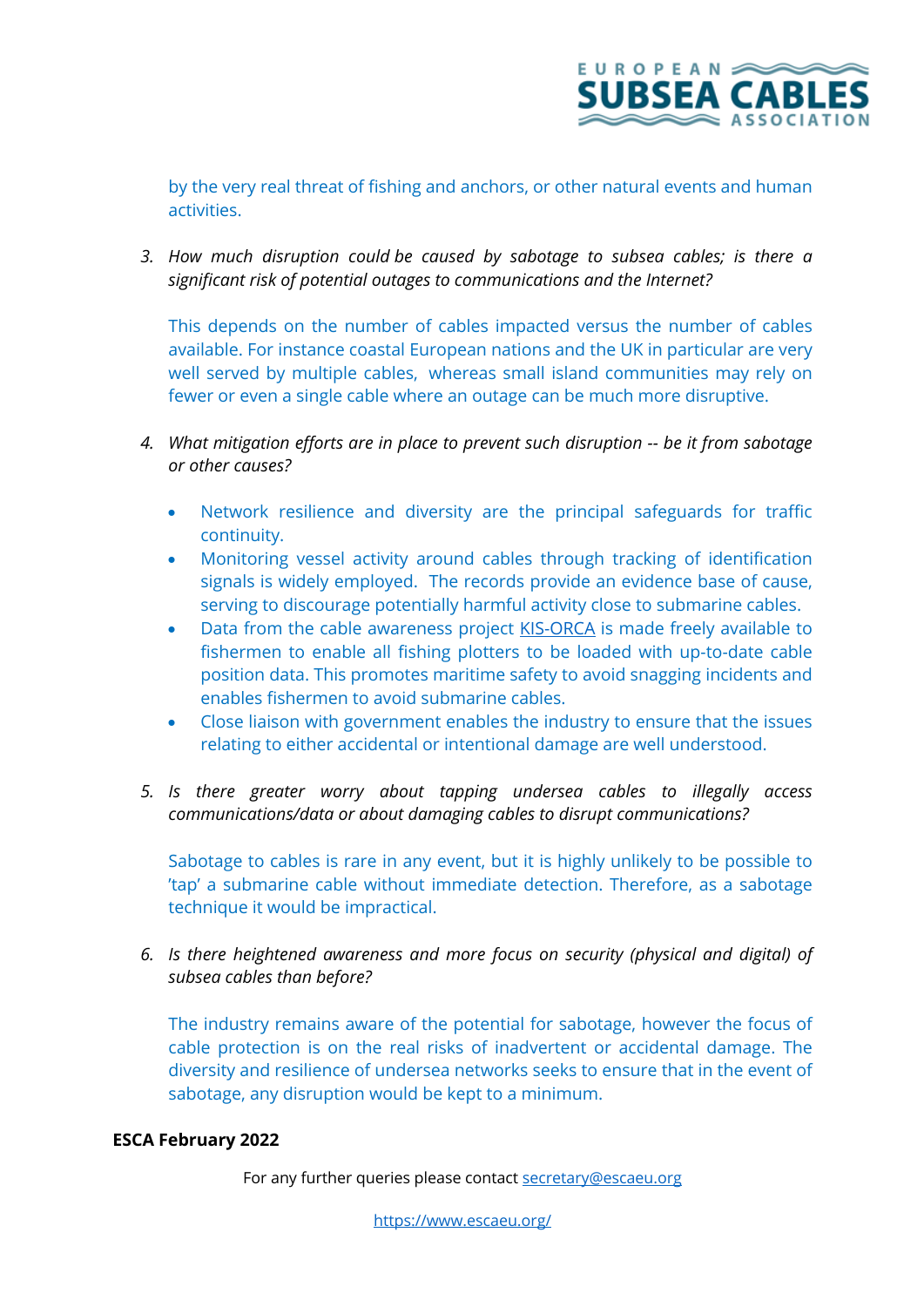by the very real threat of fishing and anchors, or other natural events and human activities.

3. *How much disruption could be caused by sabotage to subsea cables; is there a significant risk of potential outages to communications and the Internet?*

   This depends on the number of cables impacted versus the number of cables available. For instance coastal European nations and the UK in particular are very well served by multiple cables, whereas small island communities may rely on fewer or even a single cable where an outage can be much more disruptive.

4. *What mitigation efforts are in place to prevent such disruption -- be it from sabotage or other causes?*

   - Network resilience and diversity are the principal safeguards for traffic continuity.
   - Monitoring vessel activity around cables through tracking of identification signals is widely employed. The records provide an evidence base of cause, serving to discourage potentially harmful activity close to submarine cables.
   - Data from the cable awareness project KIS-ORCA is made freely available to fishermen to enable all fishing plotters to be loaded with up-to-date cable position data. This promotes maritime safety to avoid snagging incidents and enables fishermen to avoid submarine cables.
   - Close liaison with government enables the industry to ensure that the issues relating to either accidental or intentional damage are well understood.

5. *Is there greater worry about tapping undersea cables to illegally access communications/data or about damaging cables to disrupt communications?*

   Sabotage to cables is rare in any event, but it is highly unlikely to be possible to 'tap' a submarine cable without immediate detection. Therefore, as a sabotage technique it would be impractical.

6. *Is there heightened awareness and more focus on security (physical and digital) of subsea cables than before?*

   The industry remains aware of the potential for sabotage, however the focus of cable protection is on the real risks of inadvertent or accidental damage. The diversity and resilience of undersea networks seeks to ensure that in the event of sabotage, any disruption would be kept to a minimum.

**ESCA February 2022**

For any further queries please contact secretary@escaeu.org

https://www.escaeu.org/